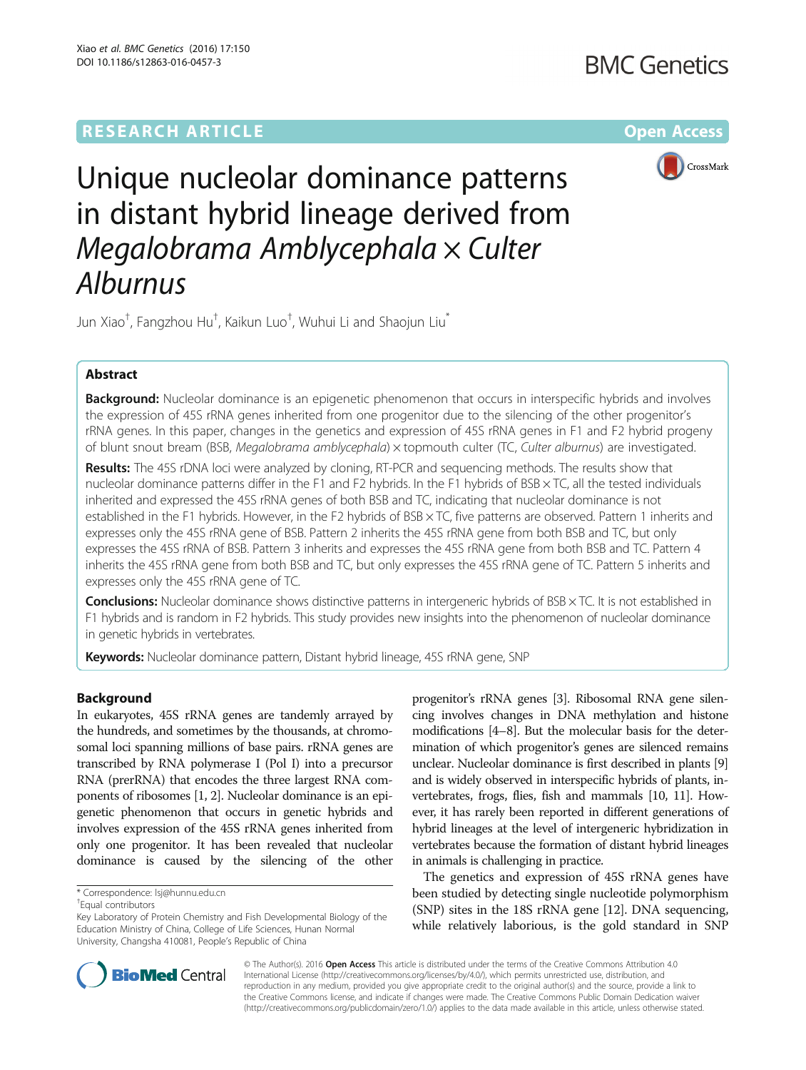RESEARCH ARTICLE Open Access

# Unique nucleolar dominance patterns in distant hybrid lineage derived from *Megalobrama Amblycephala* × *Culter Alburnus*

Jun Xiao[†], Fangzhou Hu[†], Kaikun Luo[†], Wuhui Li and Shaojun Liu[*]

## Abstract

**Background:** Nucleolar dominance is an epigenetic phenomenon that occurs in interspecific hybrids and involves the expression of 45S rRNA genes inherited from one progenitor due to the silencing of the other progenitor's rRNA genes. In this paper, changes in the genetics and expression of 45S rRNA genes in F1 and F2 hybrid progeny of blunt snout bream (BSB, *Megalobrama amblycephala*) × topmouth culter (TC, *Culter alburnus*) are investigated.

**Results:** The 45S rDNA loci were analyzed by cloning, RT-PCR and sequencing methods. The results show that nucleolar dominance patterns differ in the F1 and F2 hybrids. In the F1 hybrids of BSB × TC, all the tested individuals inherited and expressed the 45S rRNA genes of both BSB and TC, indicating that nucleolar dominance is not established in the F1 hybrids. However, in the F2 hybrids of BSB × TC, five patterns are observed. Pattern 1 inherits and expresses only the 45S rRNA gene of BSB. Pattern 2 inherits the 45S rRNA gene from both BSB and TC, but only expresses the 45S rRNA of BSB. Pattern 3 inherits and expresses the 45S rRNA gene from both BSB and TC. Pattern 4 inherits the 45S rRNA gene from both BSB and TC, but only expresses the 45S rRNA gene of TC. Pattern 5 inherits and expresses only the 45S rRNA gene of TC.

**Conclusions:** Nucleolar dominance shows distinctive patterns in intergeneric hybrids of BSB × TC. It is not established in F1 hybrids and is random in F2 hybrids. This study provides new insights into the phenomenon of nucleolar dominance in genetic hybrids in vertebrates.

**Keywords:** Nucleolar dominance pattern, Distant hybrid lineage, 45S rRNA gene, SNP

## Background

In eukaryotes, 45S rRNA genes are tandemly arrayed by the hundreds, and sometimes by the thousands, at chromosomal loci spanning millions of base pairs. rRNA genes are transcribed by RNA polymerase I (Pol I) into a precursor RNA (prerRNA) that encodes the three largest RNA components of ribosomes [1, 2]. Nucleolar dominance is an epigenetic phenomenon that occurs in genetic hybrids and involves expression of the 45S rRNA genes inherited from only one progenitor. It has been revealed that nucleolar dominance is caused by the silencing of the other progenitor's rRNA genes [3]. Ribosomal RNA gene silencing involves changes in DNA methylation and histone modifications [4–8]. But the molecular basis for the determination of which progenitor's genes are silenced remains unclear. Nucleolar dominance is first described in plants [9] and is widely observed in interspecific hybrids of plants, invertebrates, frogs, flies, fish and mammals [10, 11]. However, it has rarely been reported in different generations of hybrid lineages at the level of intergeneric hybridization in vertebrates because the formation of distant hybrid lineages in animals is challenging in practice.

The genetics and expression of 45S rRNA genes have been studied by detecting single nucleotide polymorphism (SNP) sites in the 18S rRNA gene [12]. DNA sequencing, while relatively laborious, is the gold standard in SNP

\* Correspondence: lsj@hunnu.edu.cn
[†]Equal contributors
Key Laboratory of Protein Chemistry and Fish Developmental Biology of the Education Ministry of China, College of Life Sciences, Hunan Normal University, Changsha 410081, People's Republic of China

© The Author(s). 2016 **Open Access** This article is distributed under the terms of the Creative Commons Attribution 4.0 International License (http://creativecommons.org/licenses/by/4.0/), which permits unrestricted use, distribution, and reproduction in any medium, provided you give appropriate credit to the original author(s) and the source, provide a link to the Creative Commons license, and indicate if changes were made. The Creative Commons Public Domain Dedication waiver (http://creativecommons.org/publicdomain/zero/1.0/) applies to the data made available in this article, unless otherwise stated.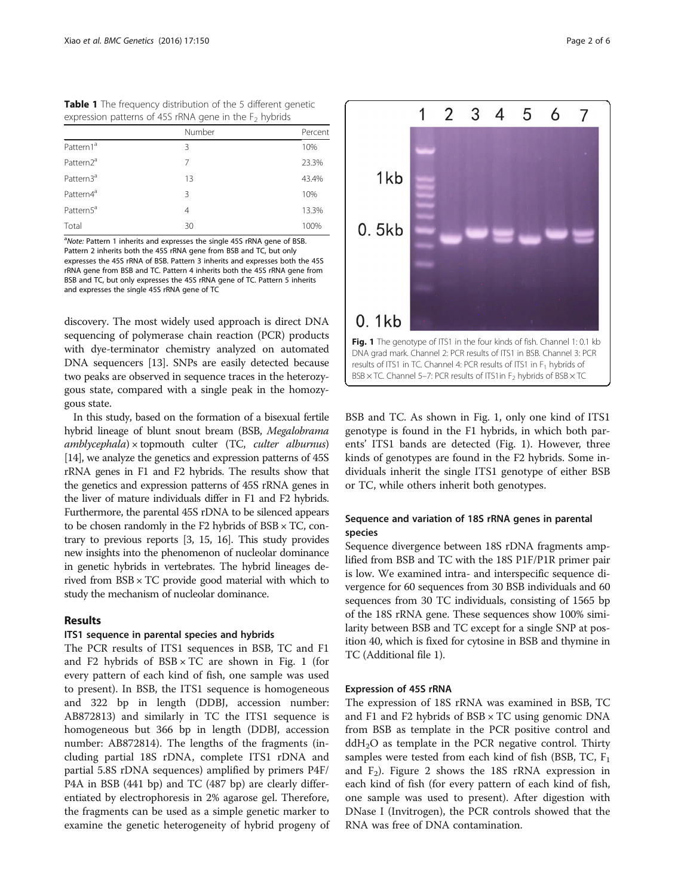**Table 1** The frequency distribution of the 5 different genetic expression patterns of 45S rRNA gene in the $F_2$ hybrids

| | Number | Percent |
|---|---|---|
| Pattern1[a] | 3 | 10% |
| Pattern2[a] | 7 | 23.3% |
| Pattern3[a] | 13 | 43.4% |
| Pattern4[a] | 3 | 10% |
| Pattern5[a] | 4 | 13.3% |
| Total | 30 | 100% |

[a]*Note:* Pattern 1 inherits and expresses the single 45S rRNA gene of BSB. Pattern 2 inherits both the 45S rRNA gene from BSB and TC, but only expresses the 45S rRNA of BSB. Pattern 3 inherits and expresses both the 45S rRNA gene from BSB and TC. Pattern 4 inherits both the 45S rRNA gene from BSB and TC, but only expresses the 45S rRNA gene of TC. Pattern 5 inherits and expresses the single 45S rRNA gene of TC

discovery. The most widely used approach is direct DNA sequencing of polymerase chain reaction (PCR) products with dye-terminator chemistry analyzed on automated DNA sequencers [13]. SNPs are easily detected because two peaks are observed in sequence traces in the heterozygous state, compared with a single peak in the homozygous state.

In this study, based on the formation of a bisexual fertile hybrid lineage of blunt snout bream (BSB, *Megalobrama amblycephala*) × topmouth culter (TC, *culter alburnus*) [14], we analyze the genetics and expression patterns of 45S rRNA genes in F1 and F2 hybrids. The results show that the genetics and expression patterns of 45S rRNA genes in the liver of mature individuals differ in F1 and F2 hybrids. Furthermore, the parental 45S rDNA to be silenced appears to be chosen randomly in the F2 hybrids of BSB × TC, contrary to previous reports [3, 15, 16]. This study provides new insights into the phenomenon of nucleolar dominance in genetic hybrids in vertebrates. The hybrid lineages derived from BSB × TC provide good material with which to study the mechanism of nucleolar dominance.

## Results

### ITS1 sequence in parental species and hybrids

The PCR results of ITS1 sequences in BSB, TC and F1 and F2 hybrids of BSB × TC are shown in Fig. 1 (for every pattern of each kind of fish, one sample was used to present). In BSB, the ITS1 sequence is homogeneous and 322 bp in length (DDBJ, accession number: AB872813) and similarly in TC the ITS1 sequence is homogeneous but 366 bp in length (DDBJ, accession number: AB872814). The lengths of the fragments (including partial 18S rDNA, complete ITS1 rDNA and partial 5.8S rDNA sequences) amplified by primers P4F/P4A in BSB (441 bp) and TC (487 bp) are clearly differentiated by electrophoresis in 2% agarose gel. Therefore, the fragments can be used as a simple genetic marker to examine the genetic heterogeneity of hybrid progeny of BSB and TC. As shown in Fig. 1, only one kind of ITS1 genotype is found in the F1 hybrids, in which both parents' ITS1 bands are detected (Fig. 1). However, three kinds of genotypes are found in the F2 hybrids. Some individuals inherit the single ITS1 genotype of either BSB or TC, while others inherit both genotypes.

**Fig. 1** The genotype of ITS1 in the four kinds of fish. Channel 1: 0.1 kb DNA grad mark. Channel 2: PCR results of ITS1 in BSB. Channel 3: PCR results of ITS1 in TC. Channel 4: PCR results of ITS1 in $F_1$ hybrids of BSB × TC. Channel 5–7: PCR results of ITS1in $F_2$ hybrids of BSB × TC

### Sequence and variation of 18S rRNA genes in parental species

Sequence divergence between 18S rDNA fragments amplified from BSB and TC with the 18S P1F/P1R primer pair is low. We examined intra- and interspecific sequence divergence for 60 sequences from 30 BSB individuals and 60 sequences from 30 TC individuals, consisting of 1565 bp of the 18S rRNA gene. These sequences show 100% similarity between BSB and TC except for a single SNP at position 40, which is fixed for cytosine in BSB and thymine in TC (Additional file 1).

### Expression of 45S rRNA

The expression of 18S rRNA was examined in BSB, TC and F1 and F2 hybrids of BSB × TC using genomic DNA from BSB as template in the PCR positive control and $ddH_2O$ as template in the PCR negative control. Thirty samples were tested from each kind of fish (BSB, TC, $F_1$ and $F_2$). Figure 2 shows the 18S rRNA expression in each kind of fish (for every pattern of each kind of fish, one sample was used to present). After digestion with DNase I (Invitrogen), the PCR controls showed that the RNA was free of DNA contamination.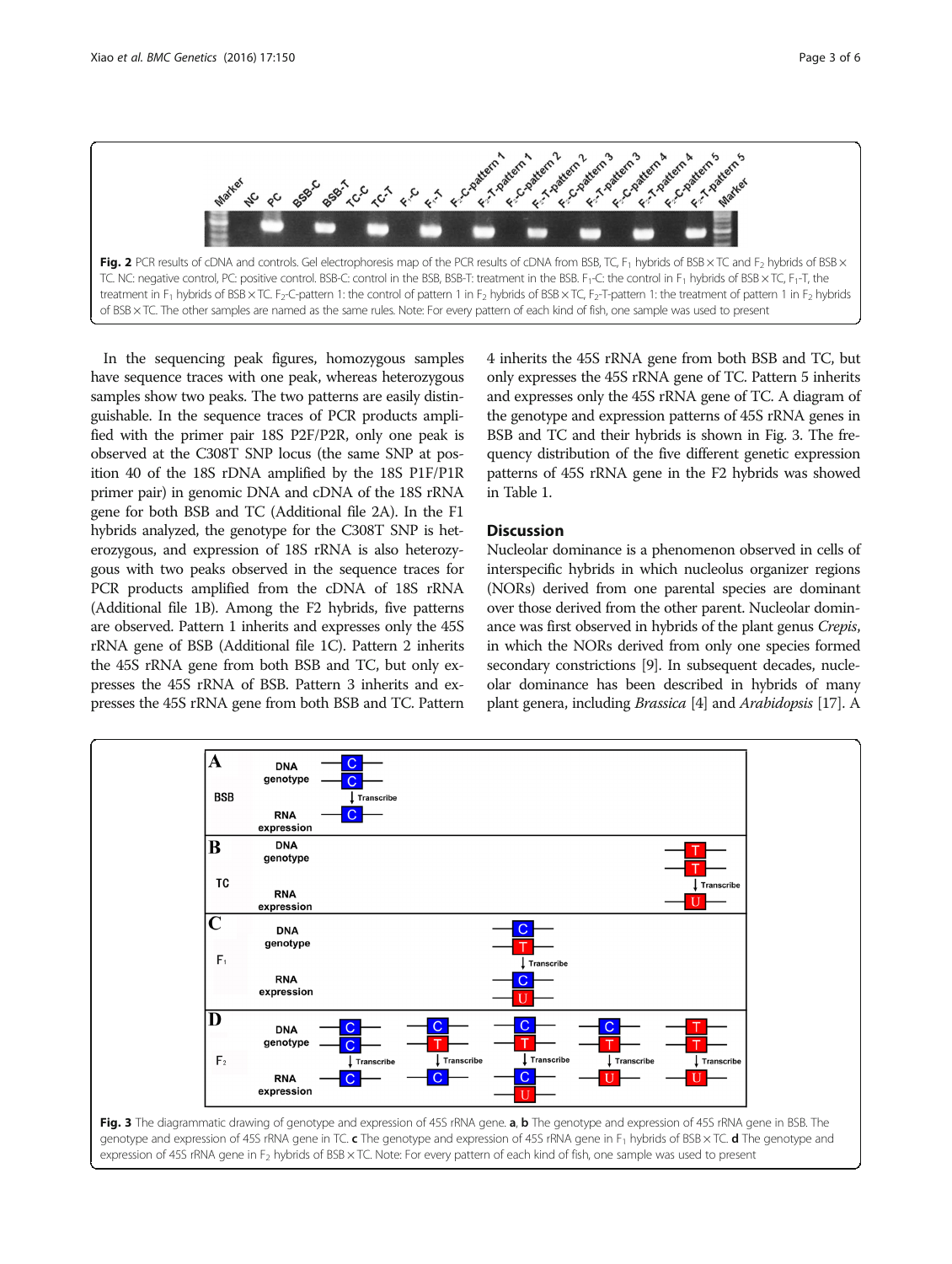Fig. 2 PCR results of cDNA and controls. Gel electrophoresis map of the PCR results of cDNA from BSB, TC, $F_1$ hybrids of BSB × TC and $F_2$ hybrids of BSB × TC. NC: negative control, PC: positive control. BSB-C: control in the BSB, BSB-T: treatment in the BSB. $F_1$-C: the control in $F_1$ hybrids of BSB × TC, $F_1$-T, the treatment in $F_1$ hybrids of BSB × TC. $F_2$-C-pattern 1: the control of pattern 1 in $F_2$ hybrids of BSB × TC, $F_2$-T-pattern 1: the treatment of pattern 1 in $F_2$ hybrids of BSB × TC. The other samples are named as the same rules. Note: For every pattern of each kind of fish, one sample was used to present

In the sequencing peak figures, homozygous samples have sequence traces with one peak, whereas heterozygous samples show two peaks. The two patterns are easily distinguishable. In the sequence traces of PCR products amplified with the primer pair 18S P2F/P2R, only one peak is observed at the C308T SNP locus (the same SNP at position 40 of the 18S rDNA amplified by the 18S P1F/P1R primer pair) in genomic DNA and cDNA of the 18S rRNA gene for both BSB and TC (Additional file 2A). In the F1 hybrids analyzed, the genotype for the C308T SNP is heterozygous, and expression of 18S rRNA is also heterozygous with two peaks observed in the sequence traces for PCR products amplified from the cDNA of 18S rRNA (Additional file 1B). Among the F2 hybrids, five patterns are observed. Pattern 1 inherits and expresses only the 45S rRNA gene of BSB (Additional file 1C). Pattern 2 inherits the 45S rRNA gene from both BSB and TC, but only expresses the 45S rRNA of BSB. Pattern 3 inherits and expresses the 45S rRNA gene from both BSB and TC. Pattern 4 inherits the 45S rRNA gene from both BSB and TC, but only expresses the 45S rRNA gene of TC. Pattern 5 inherits and expresses only the 45S rRNA gene of TC. A diagram of the genotype and expression patterns of 45S rRNA genes in BSB and TC and their hybrids is shown in Fig. 3. The frequency distribution of the five different genetic expression patterns of 45S rRNA gene in the F2 hybrids was showed in Table 1.

## Discussion

Nucleolar dominance is a phenomenon observed in cells of interspecific hybrids in which nucleolus organizer regions (NORs) derived from one parental species are dominant over those derived from the other parent. Nucleolar dominance was first observed in hybrids of the plant genus *Crepis*, in which the NORs derived from only one species formed secondary constrictions [9]. In subsequent decades, nucleolar dominance has been described in hybrids of many plant genera, including *Brassica* [4] and *Arabidopsis* [17]. A

Fig. 3 The diagrammatic drawing of genotype and expression of 45S rRNA gene. **a**, **b** The genotype and expression of 45S rRNA gene in BSB. The genotype and expression of 45S rRNA gene in TC. **c** The genotype and expression of 45S rRNA gene in $F_1$ hybrids of BSB × TC. **d** The genotype and expression of 45S rRNA gene in $F_2$ hybrids of BSB × TC. Note: For every pattern of each kind of fish, one sample was used to present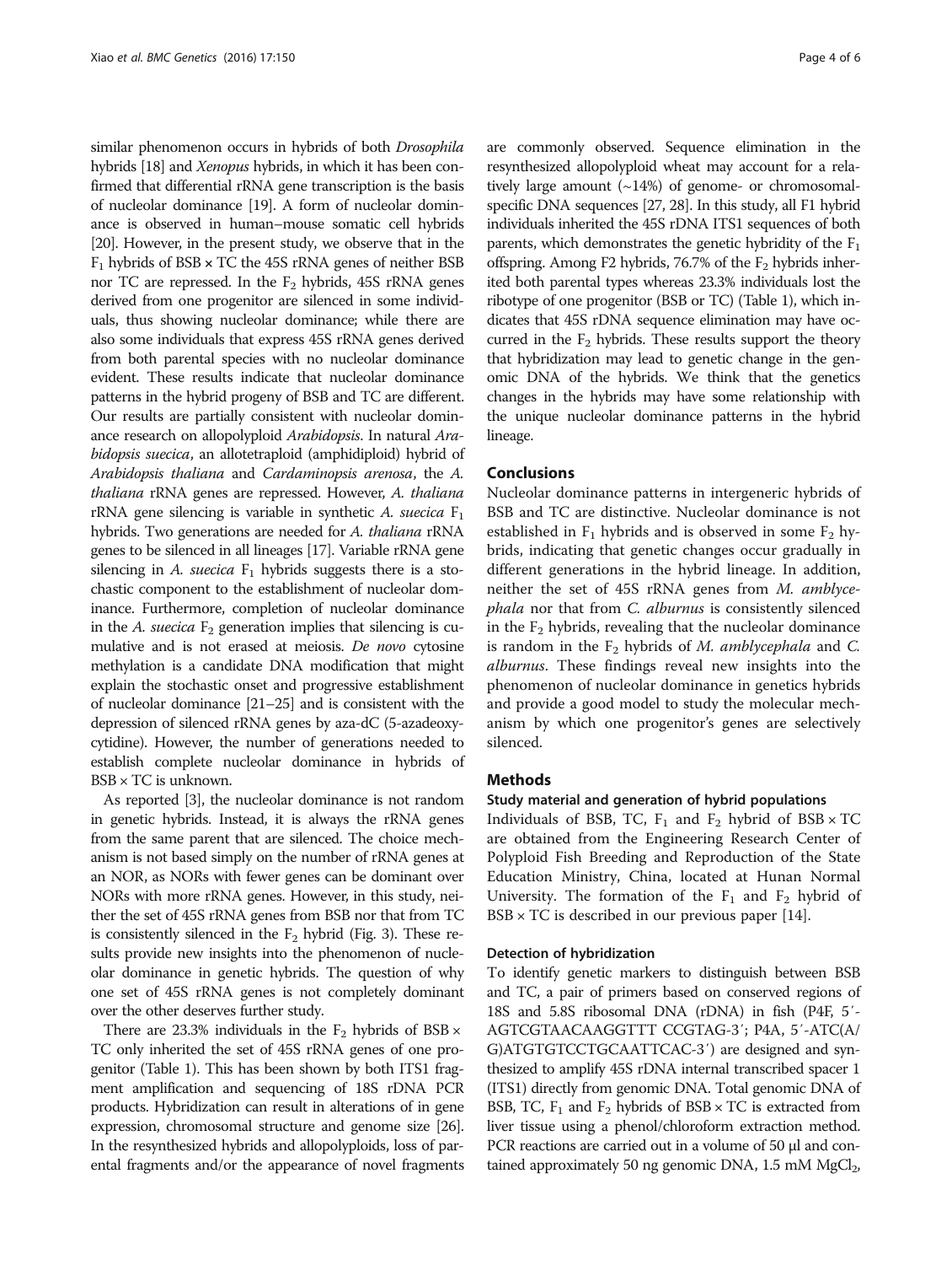similar phenomenon occurs in hybrids of both *Drosophila* hybrids [18] and *Xenopus* hybrids, in which it has been confirmed that differential rRNA gene transcription is the basis of nucleolar dominance [19]. A form of nucleolar dominance is observed in human–mouse somatic cell hybrids [20]. However, in the present study, we observe that in the $F_1$ hybrids of BSB × TC the 45S rRNA genes of neither BSB nor TC are repressed. In the $F_2$ hybrids, 45S rRNA genes derived from one progenitor are silenced in some individuals, thus showing nucleolar dominance; while there are also some individuals that express 45S rRNA genes derived from both parental species with no nucleolar dominance evident. These results indicate that nucleolar dominance patterns in the hybrid progeny of BSB and TC are different. Our results are partially consistent with nucleolar dominance research on allopolyploid *Arabidopsis*. In natural *Arabidopsis suecica*, an allotetraploid (amphidiploid) hybrid of *Arabidopsis thaliana* and *Cardaminopsis arenosa*, the *A. thaliana* rRNA genes are repressed. However, *A. thaliana* rRNA gene silencing is variable in synthetic *A. suecica* $F_1$ hybrids. Two generations are needed for *A. thaliana* rRNA genes to be silenced in all lineages [17]. Variable rRNA gene silencing in *A. suecica* $F_1$ hybrids suggests there is a stochastic component to the establishment of nucleolar dominance. Furthermore, completion of nucleolar dominance in the *A. suecica* $F_2$ generation implies that silencing is cumulative and is not erased at meiosis. *De novo* cytosine methylation is a candidate DNA modification that might explain the stochastic onset and progressive establishment of nucleolar dominance [21–25] and is consistent with the depression of silenced rRNA genes by aza-dC (5-azadeoxycytidine). However, the number of generations needed to establish complete nucleolar dominance in hybrids of BSB × TC is unknown.

As reported [3], the nucleolar dominance is not random in genetic hybrids. Instead, it is always the rRNA genes from the same parent that are silenced. The choice mechanism is not based simply on the number of rRNA genes at an NOR, as NORs with fewer genes can be dominant over NORs with more rRNA genes. However, in this study, neither the set of 45S rRNA genes from BSB nor that from TC is consistently silenced in the $F_2$ hybrid (Fig. 3). These results provide new insights into the phenomenon of nucleolar dominance in genetic hybrids. The question of why one set of 45S rRNA genes is not completely dominant over the other deserves further study.

There are 23.3% individuals in the $F_2$ hybrids of BSB × TC only inherited the set of 45S rRNA genes of one progenitor (Table 1). This has been shown by both ITS1 fragment amplification and sequencing of 18S rDNA PCR products. Hybridization can result in alterations of in gene expression, chromosomal structure and genome size [26]. In the resynthesized hybrids and allopolyploids, loss of parental fragments and/or the appearance of novel fragments are commonly observed. Sequence elimination in the resynthesized allopolyploid wheat may account for a relatively large amount (~14%) of genome- or chromosomal-specific DNA sequences [27, 28]. In this study, all F1 hybrid individuals inherited the 45S rDNA ITS1 sequences of both parents, which demonstrates the genetic hybridity of the $F_1$ offspring. Among F2 hybrids, 76.7% of the $F_2$ hybrids inherited both parental types whereas 23.3% individuals lost the ribotype of one progenitor (BSB or TC) (Table 1), which indicates that 45S rDNA sequence elimination may have occurred in the $F_2$ hybrids. These results support the theory that hybridization may lead to genetic change in the genomic DNA of the hybrids. We think that the genetics changes in the hybrids may have some relationship with the unique nucleolar dominance patterns in the hybrid lineage.

## Conclusions

Nucleolar dominance patterns in intergeneric hybrids of BSB and TC are distinctive. Nucleolar dominance is not established in $F_1$ hybrids and is observed in some $F_2$ hybrids, indicating that genetic changes occur gradually in different generations in the hybrid lineage. In addition, neither the set of 45S rRNA genes from *M. amblycephala* nor that from *C. alburnus* is consistently silenced in the $F_2$ hybrids, revealing that the nucleolar dominance is random in the $F_2$ hybrids of *M. amblycephala* and *C. alburnus*. These findings reveal new insights into the phenomenon of nucleolar dominance in genetics hybrids and provide a good model to study the molecular mechanism by which one progenitor's genes are selectively silenced.

## Methods

### Study material and generation of hybrid populations

Individuals of BSB, TC, $F_1$ and $F_2$ hybrid of BSB × TC are obtained from the Engineering Research Center of Polyploid Fish Breeding and Reproduction of the State Education Ministry, China, located at Hunan Normal University. The formation of the $F_1$ and $F_2$ hybrid of BSB × TC is described in our previous paper [14].

### Detection of hybridization

To identify genetic markers to distinguish between BSB and TC, a pair of primers based on conserved regions of 18S and 5.8S ribosomal DNA (rDNA) in fish (P4F, 5′-AGTCGTAACAAGGTTT CCGTAG-3′; P4A, 5′-ATC(A/G)ATGTGTCCTGCAATTCAC-3′) are designed and synthesized to amplify 45S rDNA internal transcribed spacer 1 (ITS1) directly from genomic DNA. Total genomic DNA of BSB, TC, $F_1$ and $F_2$ hybrids of BSB × TC is extracted from liver tissue using a phenol/chloroform extraction method. PCR reactions are carried out in a volume of 50 μl and contained approximately 50 ng genomic DNA, 1.5 mM $MgCl_2$,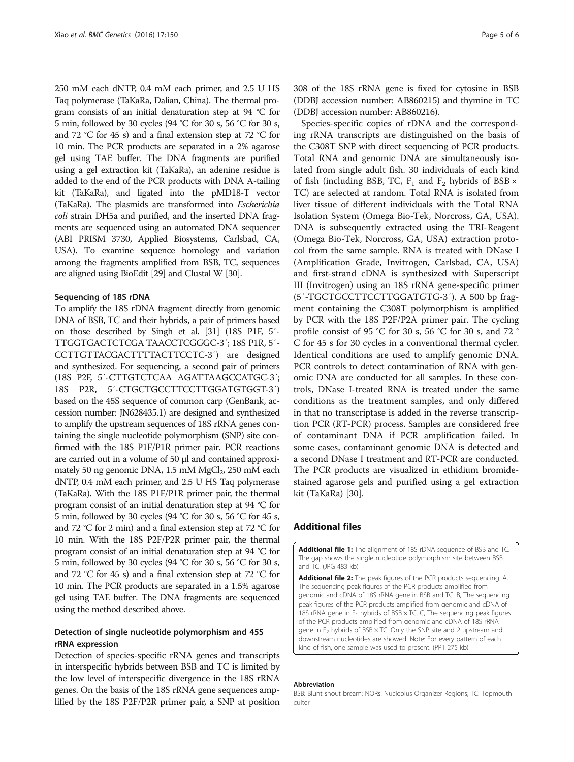250 mM each dNTP, 0.4 mM each primer, and 2.5 U HS Taq polymerase (TaKaRa, Dalian, China). The thermal program consists of an initial denaturation step at 94 °C for 5 min, followed by 30 cycles (94 °C for 30 s, 56 °C for 30 s, and 72 °C for 45 s) and a final extension step at 72 °C for 10 min. The PCR products are separated in a 2% agarose gel using TAE buffer. The DNA fragments are purified using a gel extraction kit (TaKaRa), an adenine residue is added to the end of the PCR products with DNA A-tailing kit (TaKaRa), and ligated into the pMD18-T vector (TaKaRa). The plasmids are transformed into *Escherichia coli* strain DH5a and purified, and the inserted DNA fragments are sequenced using an automated DNA sequencer (ABI PRISM 3730, Applied Biosystems, Carlsbad, CA, USA). To examine sequence homology and variation among the fragments amplified from BSB, TC, sequences are aligned using BioEdit [29] and Clustal W [30].

### Sequencing of 18S rDNA

To amplify the 18S rDNA fragment directly from genomic DNA of BSB, TC and their hybrids, a pair of primers based on those described by Singh et al. [31] (18S P1F, 5′-TTGGTGACTCTCGA TAACCTCGGGC-3′; 18S P1R, 5′-CCTTGTTACGACTTTTACTTCCTC-3′) are designed and synthesized. For sequencing, a second pair of primers (18S P2F, 5′-CTTGTCTCAA AGATTAAGCCATGC-3′; 18S P2R, 5′-CTGCTGCCTTCCTTGGATGTGGT-3′) based on the 45S sequence of common carp (GenBank, accession number: JN628435.1) are designed and synthesized to amplify the upstream sequences of 18S rRNA genes containing the single nucleotide polymorphism (SNP) site confirmed with the 18S P1F/P1R primer pair. PCR reactions are carried out in a volume of 50 μl and contained approximately 50 ng genomic DNA, 1.5 mM $MgCl_2$, 250 mM each dNTP, 0.4 mM each primer, and 2.5 U HS Taq polymerase (TaKaRa). With the 18S P1F/P1R primer pair, the thermal program consist of an initial denaturation step at 94 °C for 5 min, followed by 30 cycles (94 °C for 30 s, 56 °C for 45 s, and 72 °C for 2 min) and a final extension step at 72 °C for 10 min. With the 18S P2F/P2R primer pair, the thermal program consist of an initial denaturation step at 94 °C for 5 min, followed by 30 cycles (94 °C for 30 s, 56 °C for 30 s, and 72 °C for 45 s) and a final extension step at 72 °C for 10 min. The PCR products are separated in a 1.5% agarose gel using TAE buffer. The DNA fragments are sequenced using the method described above.

### Detection of single nucleotide polymorphism and 45S rRNA expression

Detection of species-specific rRNA genes and transcripts in interspecific hybrids between BSB and TC is limited by the low level of interspecific divergence in the 18S rRNA genes. On the basis of the 18S rRNA gene sequences amplified by the 18S P2F/P2R primer pair, a SNP at position 308 of the 18S rRNA gene is fixed for cytosine in BSB (DDBJ accession number: AB860215) and thymine in TC (DDBJ accession number: AB860216).

Species-specific copies of rDNA and the corresponding rRNA transcripts are distinguished on the basis of the C308T SNP with direct sequencing of PCR products. Total RNA and genomic DNA are simultaneously isolated from single adult fish. 30 individuals of each kind of fish (including BSB, TC, $F_1$ and $F_2$ hybrids of BSB × TC) are selected at random. Total RNA is isolated from liver tissue of different individuals with the Total RNA Isolation System (Omega Bio-Tek, Norcross, GA, USA). DNA is subsequently extracted using the TRI-Reagent (Omega Bio-Tek, Norcross, GA, USA) extraction protocol from the same sample. RNA is treated with DNase I (Amplification Grade, Invitrogen, Carlsbad, CA, USA) and first-strand cDNA is synthesized with Superscript III (Invitrogen) using an 18S rRNA gene-specific primer (5′-TGCTGCCTTCCTTGGATGTG-3′). A 500 bp fragment containing the C308T polymorphism is amplified by PCR with the 18S P2F/P2A primer pair. The cycling profile consist of 95 °C for 30 s, 56 °C for 30 s, and 72 °C for 45 s for 30 cycles in a conventional thermal cycler. Identical conditions are used to amplify genomic DNA. PCR controls to detect contamination of RNA with genomic DNA are conducted for all samples. In these controls, DNase I-treated RNA is treated under the same conditions as the treatment samples, and only differed in that no transcriptase is added in the reverse transcription PCR (RT-PCR) process. Samples are considered free of contaminant DNA if PCR amplification failed. In some cases, contaminant genomic DNA is detected and a second DNase I treatment and RT-PCR are conducted. The PCR products are visualized in ethidium bromide-stained agarose gels and purified using a gel extraction kit (TaKaRa) [30].

## Additional files

**Additional file 1:** The alignment of 18S rDNA sequence of BSB and TC. The gap shows the single nucleotide polymorphism site between BSB and TC. (JPG 483 kb)

**Additional file 2:** The peak figures of the PCR products sequencing. A, The sequencing peak figures of the PCR products amplified from genomic and cDNA of 18S rRNA gene in BSB and TC. B, The sequencing peak figures of the PCR products amplified from genomic and cDNA of 18S rRNA gene in $F_1$ hybrids of BSB × TC. C, The sequencing peak figures of the PCR products amplified from genomic and cDNA of 18S rRNA gene in $F_2$ hybrids of BSB × TC. Only the SNP site and 2 upstream and downstream nucleotides are showed. Note: For every pattern of each kind of fish, one sample was used to present. (PPT 275 kb)

#### Abbreviation

BSB: Blunt snout bream; NORs: Nucleolus Organizer Regions; TC: Topmouth culter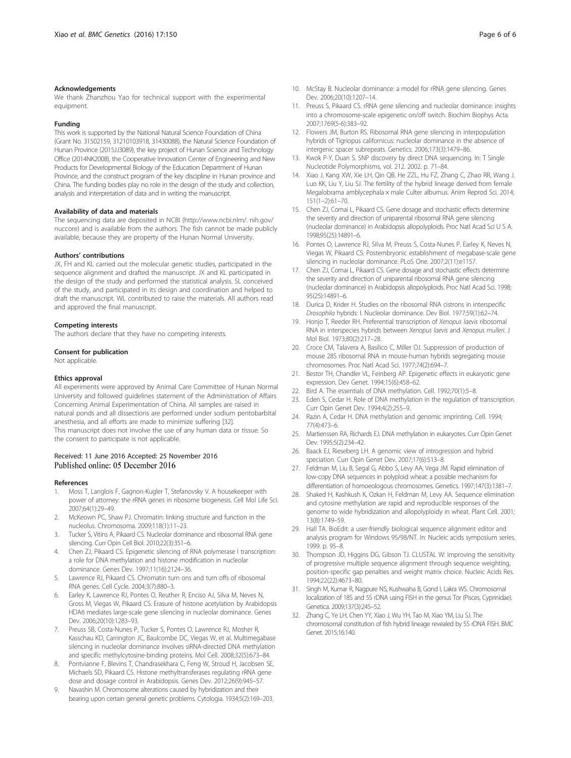### Acknowledgements

We thank Zhanzhou Yao for technical support with the experimental equipment.

### Funding

This work is supported by the National Natural Science Foundation of China (Grant No. 31502159, 31210103918, 31430088), the Natural Science Foundation of Hunan Province (2015JJ3089), the key project of Hunan Science and Technology Office (2014NK2008), the Cooperative Innovation Center of Engineering and New Products for Developmental Biology of the Education Department of Hunan Province, and the construct program of the key discipline in Hunan province and China. The funding bodies play no role in the design of the study and collection, analysis and interpretation of data and in writing the manuscript.

### Availability of data and materials

The sequencing data are deposited in NCBI (http://www.ncbi.nlm/. nih.gov/ nuccore) and is available from the authors. The fish cannot be made publicly available, because they are property of the Hunan Normal University.

### Authors' contributions

JX, FH and KL carried out the molecular genetic studies, participated in the sequence alignment and drafted the manuscript. JX and KL participated in the design of the study and performed the statistical analysis. SL conceived of the study, and participated in its design and coordination and helped to draft the manuscript. WL contributed to raise the materials. All authors read and approved the final manuscript.

### Competing interests

The authors declare that they have no competing interests.

### Consent for publication

Not applicable.

### Ethics approval

All experiments were approved by Animal Care Committee of Hunan Normal University and followed guidelines statement of the Administration of Affairs Concerning Animal Experimentation of China. All samples are raised in natural ponds and all dissections are performed under sodium pentobarbital anesthesia, and all efforts are made to minimize suffering [32].
This manuscript does not involve the use of any human data or tissue. So the consent to participate is not applicable.

Received: 11 June 2016 Accepted: 25 November 2016
Published online: 05 December 2016

### References

1. Moss T, Langlois F, Gagnon-Kugler T, Stefanovsky V. A housekeeper with power of attorney: the rRNA genes in ribosome biogenesis. Cell Mol Life Sci. 2007;64(1):29–49.
2. McKeown PC, Shaw PJ. Chromatin: linking structure and function in the nucleolus. Chromosoma. 2009;118(1):11–23.
3. Tucker S, Vitins A, Pikaard CS. Nucleolar dominance and ribosomal RNA gene silencing. Curr Opin Cell Biol. 2010;22(3):351–6.
4. Chen ZJ, Pikaard CS. Epigenetic silencing of RNA polymerase I transcription: a role for DNA methylation and histone modification in nucleolar dominance. Genes Dev. 1997;11(16):2124–36.
5. Lawrence RJ, Pikaard CS. Chromatin turn ons and turn offs of ribosomal RNA genes. Cell Cycle. 2004;3(7):880–3.
6. Earley K, Lawrence RJ, Pontes O, Reuther R, Enciso AJ, Silva M, Neves N, Gross M, Viegas W, Pikaard CS. Erasure of histone acetylation by Arabidopsis HDA6 mediates large-scale gene silencing in nucleolar dominance. Genes Dev. 2006;20(10):1283–93.
7. Preuss SB, Costa-Nunes P, Tucker S, Pontes O, Lawrence RJ, Mosher R, Kasschau KD, Carrington JC, Baulcombe DC, Viegas W, et al. Multimegabase silencing in nucleolar dominance involves siRNA-directed DNA methylation and specific methylcytosine-binding proteins. Mol Cell. 2008;32(5):673–84.
8. Pontvianne F, Blevins T, Chandrasekhara C, Feng W, Stroud H, Jacobsen SE, Michaels SD, Pikaard CS. Histone methyltransferases regulating rRNA gene dose and dosage control in Arabidopsis. Genes Dev. 2012;26(9):945–57.
9. Navashin M. Chromosome alterations caused by hybridization and their bearing upon certain general genetic problems. Cytologia. 1934;5(2):169–203.
10. McStay B. Nucleolar dominance: a model for rRNA gene silencing. Genes Dev. 2006;20(10):1207–14.
11. Preuss S, Pikaard CS. rRNA gene silencing and nucleolar dominance: insights into a chromosome-scale epigenetic on/off switch. Biochim Biophys Acta. 2007;1769(5-6):383–92.
12. Flowers JM, Burton RS. Ribosomal RNA gene silencing in interpopulation hybrids of Tigriopus californicus: nucleolar dominance in the absence of intergenic spacer subrepeats. Genetics. 2006;173(3):1479–86.
13. Kwok P-Y, Duan S. SNP discovery by direct DNA sequencing. In: T Single Nucleotide Polymorphisms, vol. 212. 2002. p. 71–84.
14. Xiao J, Kang XW, Xie LH, Qin QB, He ZZL, Hu FZ, Zhang C, Zhao RR, Wang J, Luo KK, Liu Y, Liu SJ. The fertility of the hybrid lineage derived from female Megalobrama amblycephala × male Culter alburnus. Anim Reprod Sci. 2014; 151(1–2):61–70.
15. Chen ZJ, Comai L, Pikaard CS. Gene dosage and stochastic effects determine the severity and direction of uniparental ribosomal RNA gene silencing (nucleolar dominance) in Arabidopsis allopolyploids. Proc Natl Acad Sci U S A. 1998;95(25):14891–6.
16. Pontes O, Lawrence RJ, Silva M, Preuss S, Costa-Nunes P, Earley K, Neves N, Viegas W, Pikaard CS. Postembryonic establishment of megabase-scale gene silencing in nucleolar dominance. PLoS One. 2007;2(11):e1157.
17. Chen ZJ, Comai L, Pikaard CS. Gene dosage and stochastic effects determine the severity and direction of uniparental ribosomal RNA gene silencing (nucleolar dominance) in Arabidopsis allopolyploids. Proc Natl Acad Sci. 1998; 95(25):14891–6.
18. Durica D, Krider H. Studies on the ribosomal RNA cistrons in interspecific *Drosophila* hybrids: I. Nucleolar dominance. Dev Biol. 1977;59(1):62–74.
19. Honjo T, Reeder RH. Preferential transcription of *Xenopus laevis* ribosomal RNA in interspecies hybrids between *Xenopus laevis* and *Xenopus mulleri*. J Mol Biol. 1973;80(2):217–28.
20. Croce CM, Talavera A, Basilico C, Miller OJ. Suppression of production of mouse 28S ribosomal RNA in mouse-human hybrids segregating mouse chromosomes. Proc Natl Acad Sci. 1977;74(2):694–7.
21. Bestor TH, Chandler VL, Feinberg AP. Epigenetic effects in eukaryotic gene expression. Dev Genet. 1994;15(6):458–62.
22. Bird A. The essentials of DNA methylation. Cell. 1992;70(1):5–8.
23. Eden S, Cedar H. Role of DNA methylation in the regulation of transcription. Curr Opin Genet Dev. 1994;4(2):255–9.
24. Razin A, Cedar H. DNA methylation and genomic imprinting. Cell. 1994; 77(4):473–6.
25. Martienssen RA, Richards EJ. DNA methylation in eukaryotes. Curr Opin Genet Dev. 1995;5(2):234–42.
26. Baack EJ, Rieseberg LH. A genomic view of introgression and hybrid speciation. Curr Opin Genet Dev. 2007;17(6):513–8.
27. Feldman M, Liu B, Segal G, Abbo S, Levy AA, Vega JM. Rapid elimination of low-copy DNA sequences in polyploid wheat: a possible mechanism for differentiation of homoeologous chromosomes. Genetics. 1997;147(3):1381–7.
28. Shaked H, Kashkush K, Ozkan H, Feldman M, Levy AA. Sequence elimination and cytosine methylation are rapid and reproducible responses of the genome to wide hybridization and allopolyploidy in wheat. Plant Cell. 2001; 13(8):1749–59.
29. Hall TA. BioEdit: a user-friendly biological sequence alignment editor and analysis program for Windows 95/98/NT. In: Nucleic acids symposium series. 1999. p. 95–8.
30. Thompson JD, Higgins DG, Gibson TJ. CLUSTAL W: improving the sensitivity of progressive multiple sequence alignment through sequence weighting, position-specific gap penalties and weight matrix choice. Nucleic Acids Res. 1994;22(22):4673–80.
31. Singh M, Kumar R, Nagpure NS, Kushwaha B, Gond I, Lakra WS. Chromosomal localization of 18S and 5S rDNA using FISH in the genus Tor (Pisces, Cyprinidae). Genetica. 2009;137(3):245–52.
32. Zhang C, Ye LH, Chen YY, Xiao J, Wu YH, Tao M, Xiao YM, Liu SJ. The chromosomal constitution of fish hybrid lineage revealed by 5S rDNA FISH. BMC Genet. 2015;16:140.